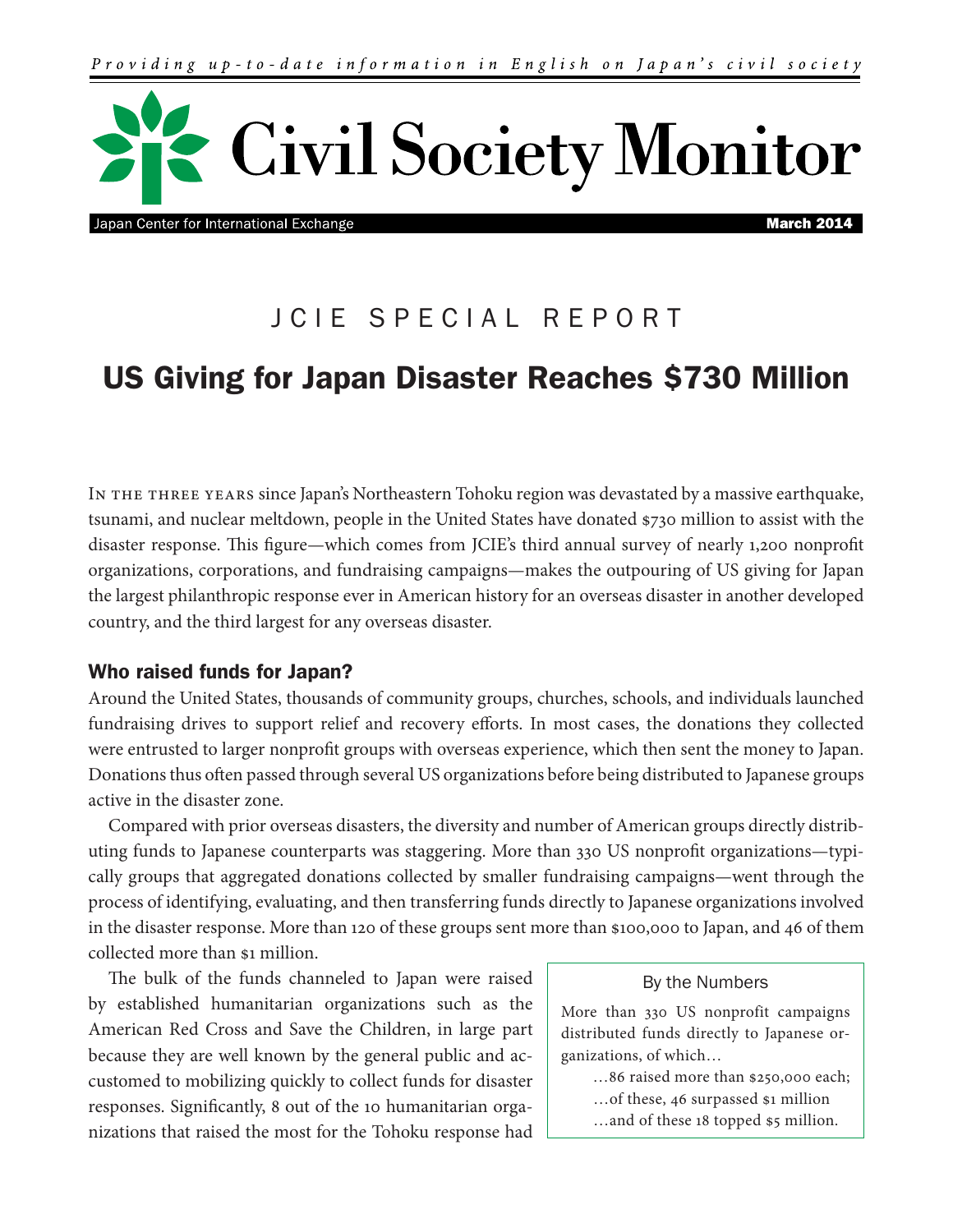*Providing up-to-date information in English on Japan's civil society*

# Civil Society Monitor

Japan Center for International Exchange — **March 2014**

JCIE SPECIAL REPORT

## US Giving for Japan Disaster Reaches $730 Million

In the three years since Japan's Northeastern Tohoku region was devastated by a massive earthquake, tsunami, and nuclear meltdown, people in the United States have donated $730 million to assist with the disaster response. This figure—which comes from JCIE's third annual survey of nearly 1,200 nonprofit organizations, corporations, and fundraising campaigns—makes the outpouring of US giving for Japan the largest philanthropic response ever in American history for an overseas disaster in another developed country, and the third largest for any overseas disaster.

### Who raised funds for Japan?

Around the United States, thousands of community groups, churches, schools, and individuals launched fundraising drives to support relief and recovery efforts. In most cases, the donations they collected were entrusted to larger nonprofit groups with overseas experience, which then sent the money to Japan. Donations thus often passed through several US organizations before being distributed to Japanese groups active in the disaster zone.

Compared with prior overseas disasters, the diversity and number of American groups directly distributing funds to Japanese counterparts was staggering. More than 330 US nonprofit organizations—typically groups that aggregated donations collected by smaller fundraising campaigns—went through the process of identifying, evaluating, and then transferring funds directly to Japanese organizations involved in the disaster response. More than 120 of these groups sent more than $100,000 to Japan, and 46 of them collected more than $1 million.

The bulk of the funds channeled to Japan were raised by established humanitarian organizations such as the American Red Cross and Save the Children, in large part because they are well known by the general public and accustomed to mobilizing quickly to collect funds for disaster responses. Significantly, 8 out of the 10 humanitarian organizations that raised the most for the Tohoku response had

> **By the Numbers**
>
> More than 330 US nonprofit campaigns distributed funds directly to Japanese organizations, of which…
>
> …86 raised more than $250,000 each;
>
> …of these, 46 surpassed $1 million
>
> …and of these 18 topped $5 million.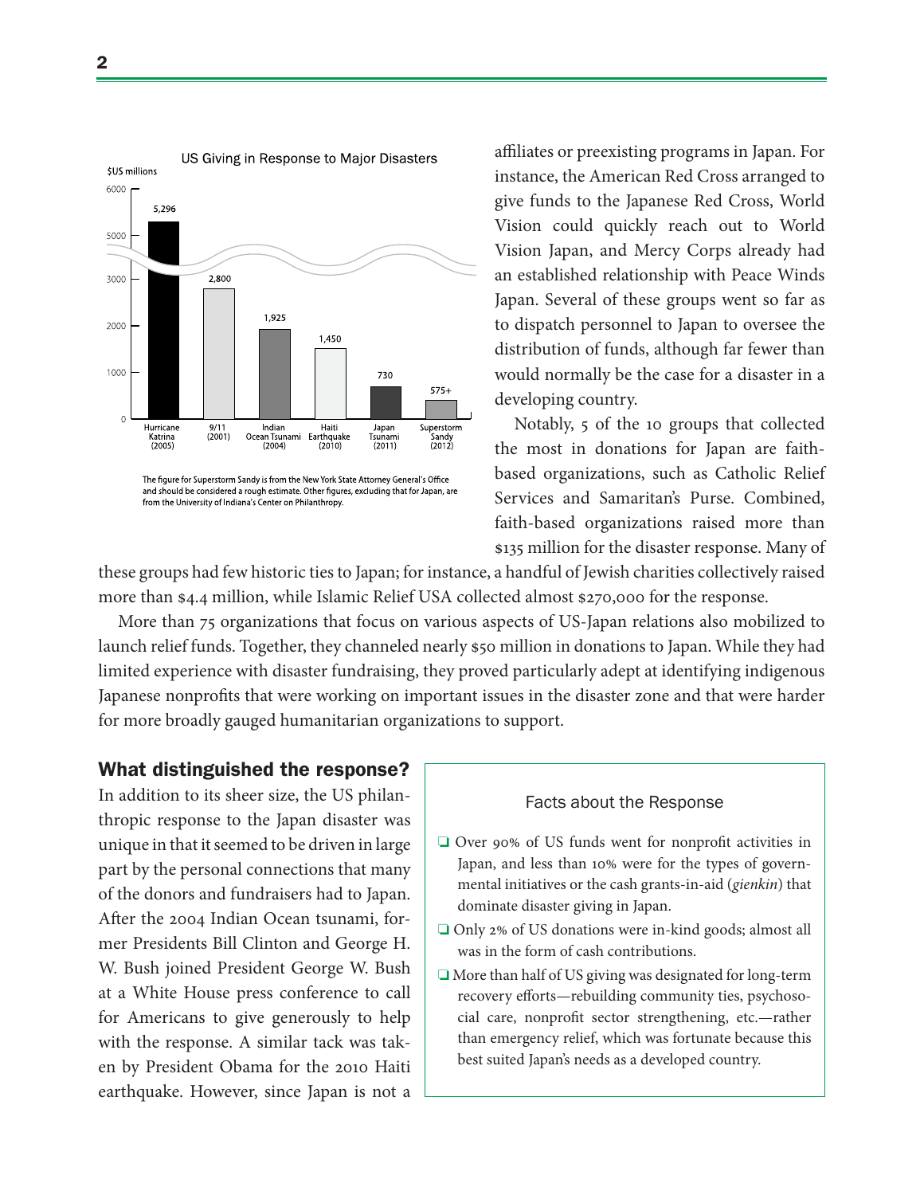US Giving in Response to Major Disasters

| Disaster | $US millions |
| --- | --- |
| Hurricane Katrina (2005) | 5,296 |
| 9/11 (2001) | 2,800 |
| Indian Ocean Tsunami (2004) | 1,925 |
| Haiti Earthquake (2010) | 1,450 |
| Japan Tsunami (2011) | 730 |
| Superstorm Sandy (2012) | 575+ |

The figure for Superstorm Sandy is from the New York State Attorney General's Office and should be considered a rough estimate. Other figures, excluding that for Japan, are from the University of Indiana's Center on Philanthropy.

affiliates or preexisting programs in Japan. For instance, the American Red Cross arranged to give funds to the Japanese Red Cross, World Vision could quickly reach out to World Vision Japan, and Mercy Corps already had an established relationship with Peace Winds Japan. Several of these groups went so far as to dispatch personnel to Japan to oversee the distribution of funds, although far fewer than would normally be the case for a disaster in a developing country.

Notably, 5 of the 10 groups that collected the most in donations for Japan are faith-based organizations, such as Catholic Relief Services and Samaritan's Purse. Combined, faith-based organizations raised more than $135 million for the disaster response. Many of these groups had few historic ties to Japan; for instance, a handful of Jewish charities collectively raised more than $4.4 million, while Islamic Relief USA collected almost $270,000 for the response.

More than 75 organizations that focus on various aspects of US-Japan relations also mobilized to launch relief funds. Together, they channeled nearly $50 million in donations to Japan. While they had limited experience with disaster fundraising, they proved particularly adept at identifying indigenous Japanese nonprofits that were working on important issues in the disaster zone and that were harder for more broadly gauged humanitarian organizations to support.

## What distinguished the response?

In addition to its sheer size, the US philanthropic response to the Japan disaster was unique in that it seemed to be driven in large part by the personal connections that many of the donors and fundraisers had to Japan. After the 2004 Indian Ocean tsunami, former Presidents Bill Clinton and George H. W. Bush joined President George W. Bush at a White House press conference to call for Americans to give generously to help with the response. A similar tack was taken by President Obama for the 2010 Haiti earthquake. However, since Japan is not a

### Facts about the Response

- Over 90% of US funds went for nonprofit activities in Japan, and less than 10% were for the types of governmental initiatives or the cash grants-in-aid (*gienkin*) that dominate disaster giving in Japan.
- Only 2% of US donations were in-kind goods; almost all was in the form of cash contributions.
- More than half of US giving was designated for long-term recovery efforts—rebuilding community ties, psychosocial care, nonprofit sector strengthening, etc.—rather than emergency relief, which was fortunate because this best suited Japan's needs as a developed country.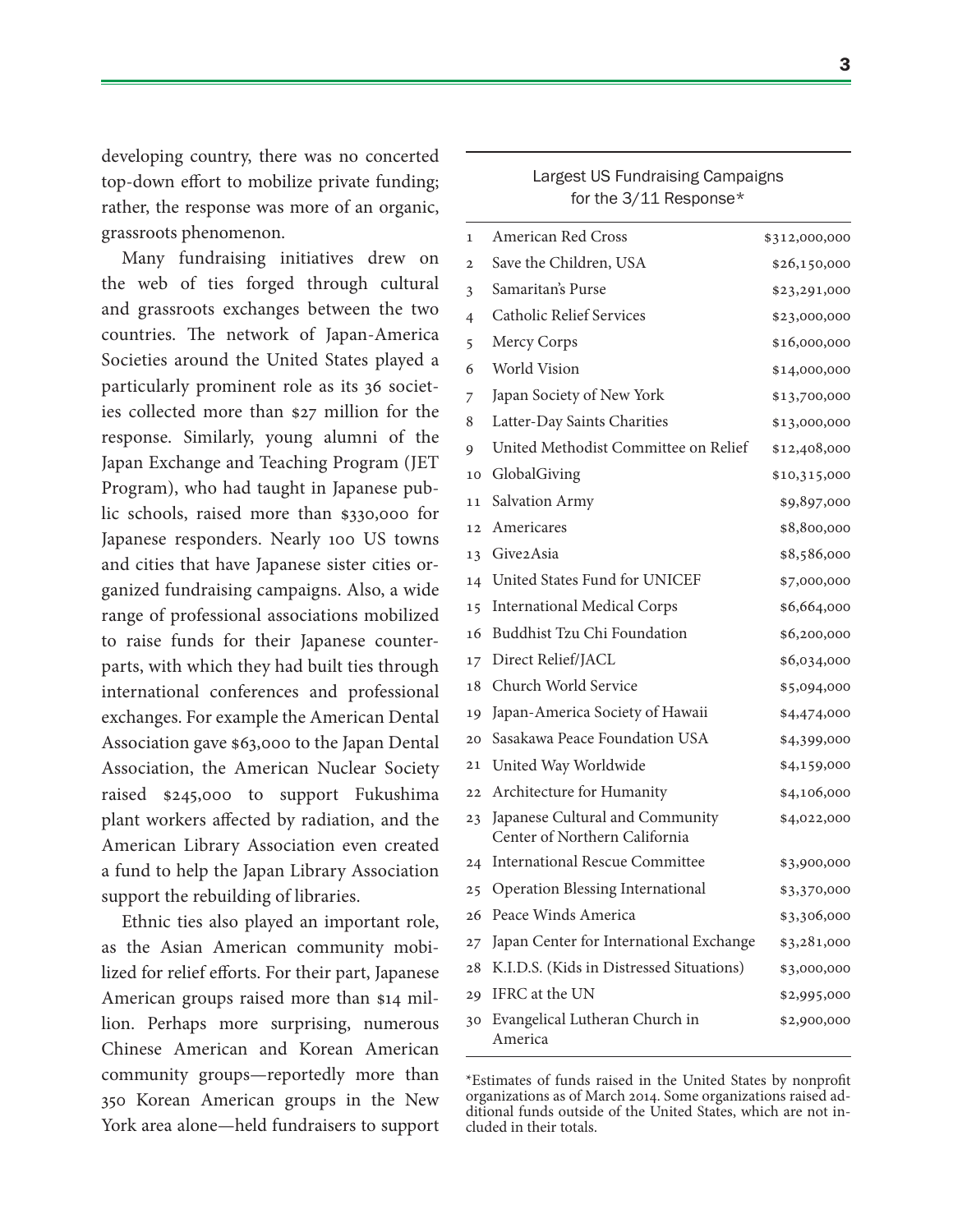developing country, there was no concerted top-down effort to mobilize private funding; rather, the response was more of an organic, grassroots phenomenon.

Many fundraising initiatives drew on the web of ties forged through cultural and grassroots exchanges between the two countries. The network of Japan-America Societies around the United States played a particularly prominent role as its 36 societies collected more than $27 million for the response. Similarly, young alumni of the Japan Exchange and Teaching Program (JET Program), who had taught in Japanese public schools, raised more than $330,000 for Japanese responders. Nearly 100 US towns and cities that have Japanese sister cities organized fundraising campaigns. Also, a wide range of professional associations mobilized to raise funds for their Japanese counterparts, with which they had built ties through international conferences and professional exchanges. For example the American Dental Association gave $63,000 to the Japan Dental Association, the American Nuclear Society raised $245,000 to support Fukushima plant workers affected by radiation, and the American Library Association even created a fund to help the Japan Library Association support the rebuilding of libraries.

Ethnic ties also played an important role, as the Asian American community mobilized for relief efforts. For their part, Japanese American groups raised more than $14 million. Perhaps more surprising, numerous Chinese American and Korean American community groups—reportedly more than 350 Korean American groups in the New York area alone—held fundraisers to support

**Largest US Fundraising Campaigns for the 3/11 Response***

| | Organization | Amount |
|---|---|---|
| 1 | American Red Cross | $312,000,000 |
| 2 | Save the Children, USA | $26,150,000 |
| 3 | Samaritan's Purse | $23,291,000 |
| 4 | Catholic Relief Services | $23,000,000 |
| 5 | Mercy Corps | $16,000,000 |
| 6 | World Vision | $14,000,000 |
| 7 | Japan Society of New York | $13,700,000 |
| 8 | Latter-Day Saints Charities | $13,000,000 |
| 9 | United Methodist Committee on Relief | $12,408,000 |
| 10 | GlobalGiving | $10,315,000 |
| 11 | Salvation Army | $9,897,000 |
| 12 | Americares | $8,800,000 |
| 13 | Give2Asia | $8,586,000 |
| 14 | United States Fund for UNICEF | $7,000,000 |
| 15 | International Medical Corps | $6,664,000 |
| 16 | Buddhist Tzu Chi Foundation | $6,200,000 |
| 17 | Direct Relief/JACL | $6,034,000 |
| 18 | Church World Service | $5,094,000 |
| 19 | Japan-America Society of Hawaii | $4,474,000 |
| 20 | Sasakawa Peace Foundation USA | $4,399,000 |
| 21 | United Way Worldwide | $4,159,000 |
| 22 | Architecture for Humanity | $4,106,000 |
| 23 | Japanese Cultural and Community Center of Northern California | $4,022,000 |
| 24 | International Rescue Committee | $3,900,000 |
| 25 | Operation Blessing International | $3,370,000 |
| 26 | Peace Winds America | $3,306,000 |
| 27 | Japan Center for International Exchange | $3,281,000 |
| 28 | K.I.D.S. (Kids in Distressed Situations) | $3,000,000 |
| 29 | IFRC at the UN | $2,995,000 |
| 30 | Evangelical Lutheran Church in America | $2,900,000 |

*Estimates of funds raised in the United States by nonprofit organizations as of March 2014. Some organizations raised additional funds outside of the United States, which are not included in their totals.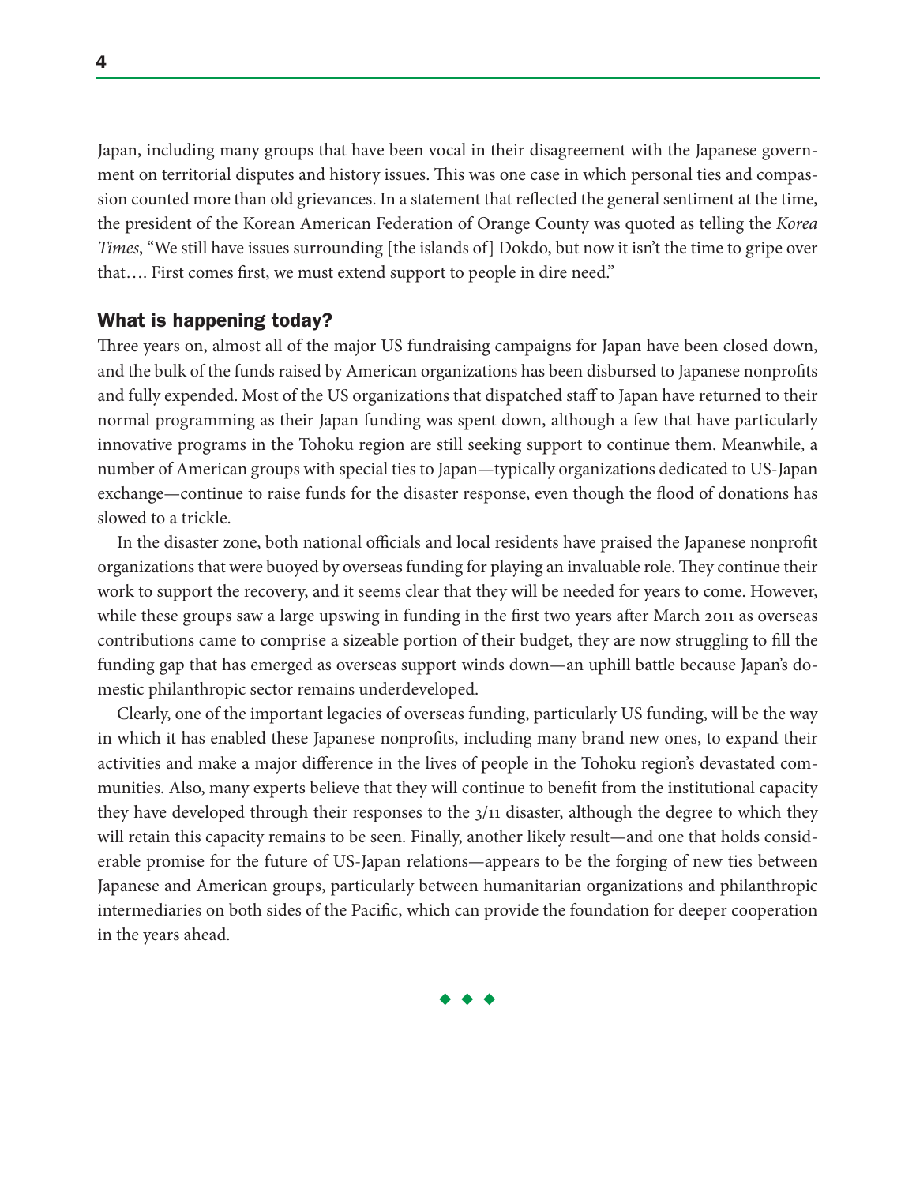Japan, including many groups that have been vocal in their disagreement with the Japanese government on territorial disputes and history issues. This was one case in which personal ties and compassion counted more than old grievances. In a statement that reflected the general sentiment at the time, the president of the Korean American Federation of Orange County was quoted as telling the *Korea Times*, "We still have issues surrounding [the islands of] Dokdo, but now it isn't the time to gripe over that…. First comes first, we must extend support to people in dire need."

## What is happening today?

Three years on, almost all of the major US fundraising campaigns for Japan have been closed down, and the bulk of the funds raised by American organizations has been disbursed to Japanese nonprofits and fully expended. Most of the US organizations that dispatched staff to Japan have returned to their normal programming as their Japan funding was spent down, although a few that have particularly innovative programs in the Tohoku region are still seeking support to continue them. Meanwhile, a number of American groups with special ties to Japan—typically organizations dedicated to US-Japan exchange—continue to raise funds for the disaster response, even though the flood of donations has slowed to a trickle.

In the disaster zone, both national officials and local residents have praised the Japanese nonprofit organizations that were buoyed by overseas funding for playing an invaluable role. They continue their work to support the recovery, and it seems clear that they will be needed for years to come. However, while these groups saw a large upswing in funding in the first two years after March 2011 as overseas contributions came to comprise a sizeable portion of their budget, they are now struggling to fill the funding gap that has emerged as overseas support winds down—an uphill battle because Japan's domestic philanthropic sector remains underdeveloped.

Clearly, one of the important legacies of overseas funding, particularly US funding, will be the way in which it has enabled these Japanese nonprofits, including many brand new ones, to expand their activities and make a major difference in the lives of people in the Tohoku region's devastated communities. Also, many experts believe that they will continue to benefit from the institutional capacity they have developed through their responses to the 3/11 disaster, although the degree to which they will retain this capacity remains to be seen. Finally, another likely result—and one that holds considerable promise for the future of US-Japan relations—appears to be the forging of new ties between Japanese and American groups, particularly between humanitarian organizations and philanthropic intermediaries on both sides of the Pacific, which can provide the foundation for deeper cooperation in the years ahead.

◆ ◆ ◆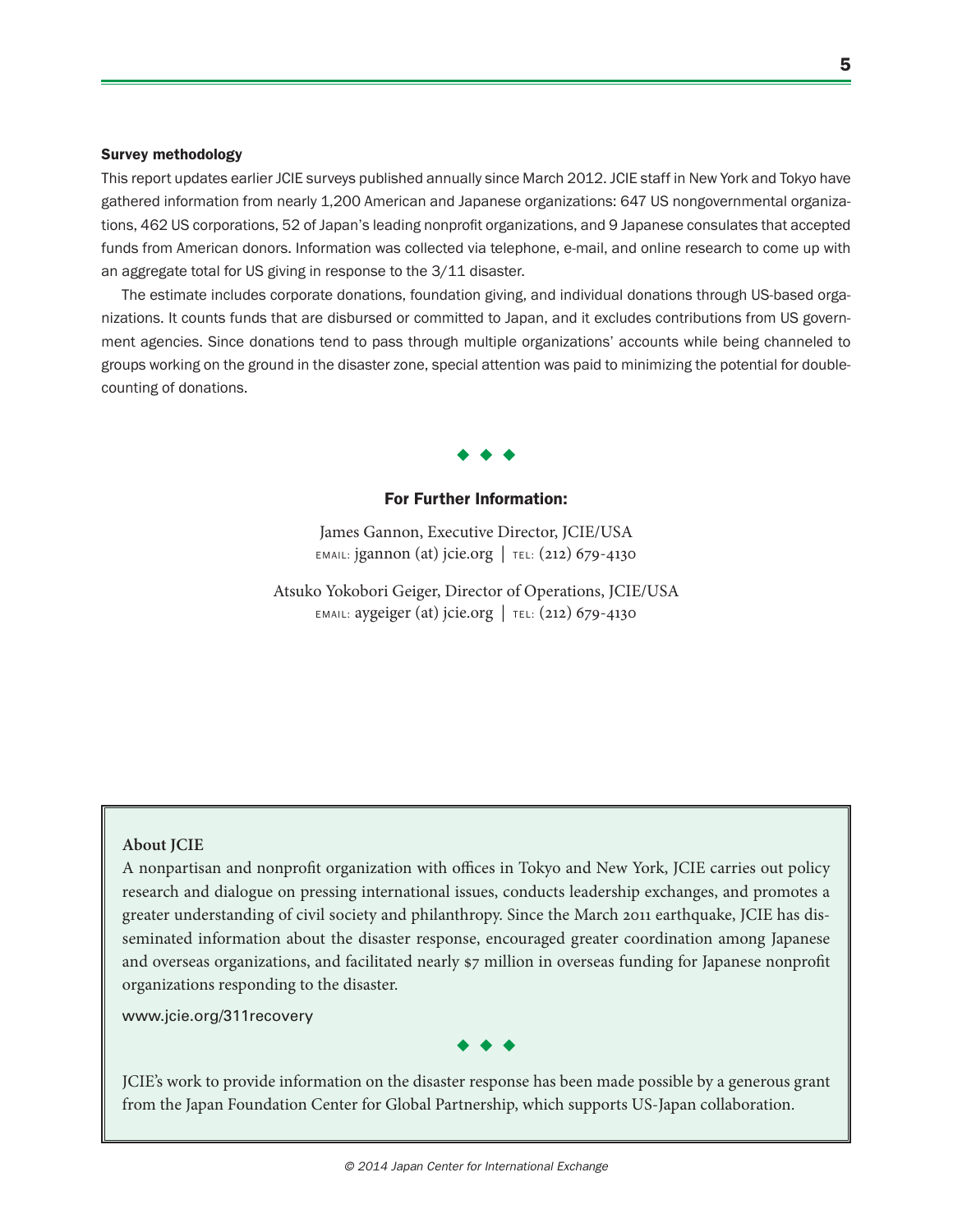### Survey methodology

This report updates earlier JCIE surveys published annually since March 2012. JCIE staff in New York and Tokyo have gathered information from nearly 1,200 American and Japanese organizations: 647 US nongovernmental organizations, 462 US corporations, 52 of Japan's leading nonprofit organizations, and 9 Japanese consulates that accepted funds from American donors. Information was collected via telephone, e-mail, and online research to come up with an aggregate total for US giving in response to the 3/11 disaster.

The estimate includes corporate donations, foundation giving, and individual donations through US-based organizations. It counts funds that are disbursed or committed to Japan, and it excludes contributions from US government agencies. Since donations tend to pass through multiple organizations' accounts while being channeled to groups working on the ground in the disaster zone, special attention was paid to minimizing the potential for double-counting of donations.

◆ ◆ ◆

## For Further Information:

James Gannon, Executive Director, JCIE/USA
EMAIL: jgannon (at) jcie.org | TEL: (212) 679-4130

Atsuko Yokobori Geiger, Director of Operations, JCIE/USA
EMAIL: aygeiger (at) jcie.org | TEL: (212) 679-4130

**About JCIE**

A nonpartisan and nonprofit organization with offices in Tokyo and New York, JCIE carries out policy research and dialogue on pressing international issues, conducts leadership exchanges, and promotes a greater understanding of civil society and philanthropy. Since the March 2011 earthquake, JCIE has disseminated information about the disaster response, encouraged greater coordination among Japanese and overseas organizations, and facilitated nearly $7 million in overseas funding for Japanese nonprofit organizations responding to the disaster.

www.jcie.org/311recovery

◆ ◆ ◆

JCIE's work to provide information on the disaster response has been made possible by a generous grant from the Japan Foundation Center for Global Partnership, which supports US-Japan collaboration.

*© 2014 Japan Center for International Exchange*